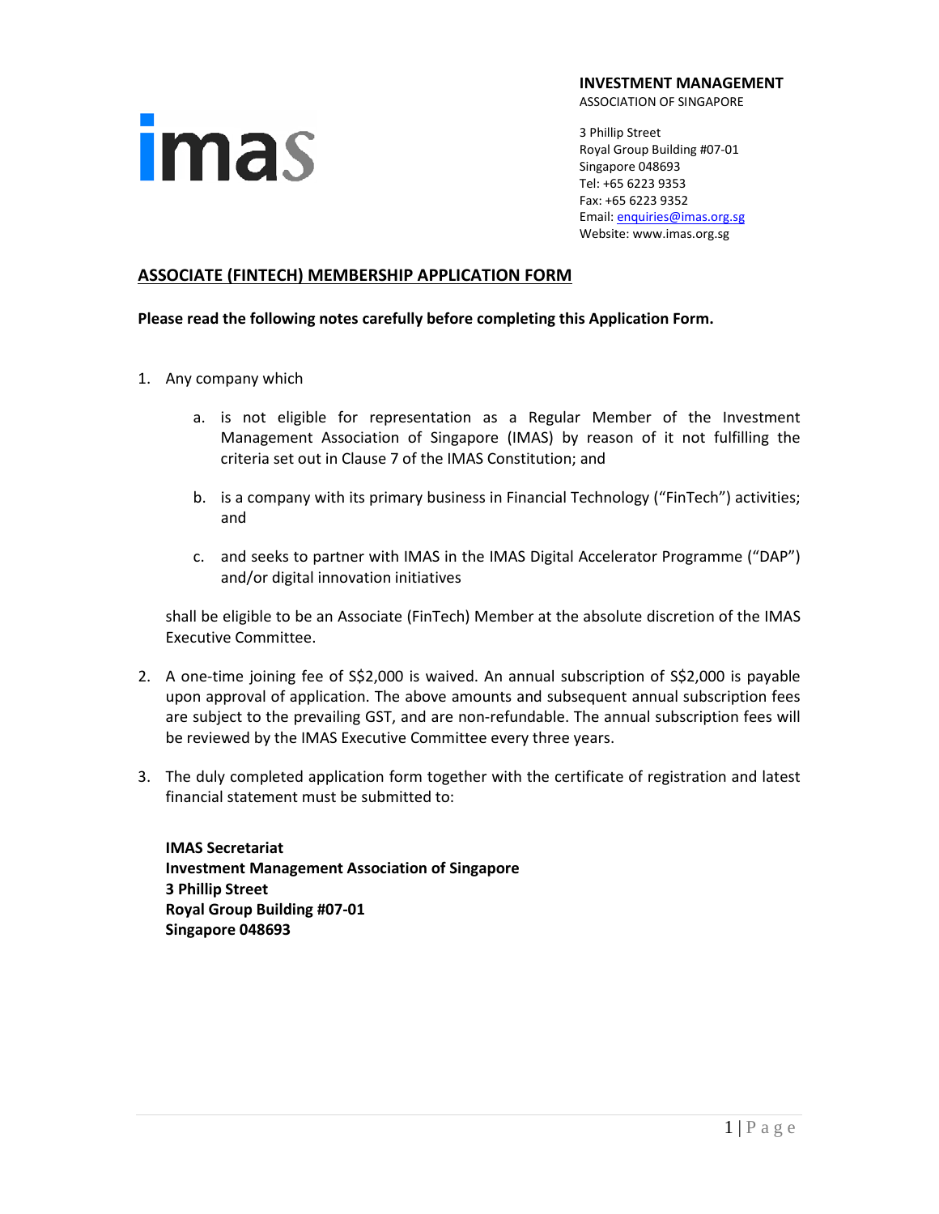imas

**INVESTMENT MANAGEMENT**
ASSOCIATION OF SINGAPORE

3 Phillip Street
Royal Group Building #07-01
Singapore 048693
Tel: +65 6223 9353
Fax: +65 6223 9352
Email: enquiries@imas.org.sg
Website: www.imas.org.sg

## ASSOCIATE (FINTECH) MEMBERSHIP APPLICATION FORM

**Please read the following notes carefully before completing this Application Form.**

1. Any company which

   a. is not eligible for representation as a Regular Member of the Investment Management Association of Singapore (IMAS) by reason of it not fulfilling the criteria set out in Clause 7 of the IMAS Constitution; and

   b. is a company with its primary business in Financial Technology ("FinTech") activities; and

   c. and seeks to partner with IMAS in the IMAS Digital Accelerator Programme ("DAP") and/or digital innovation initiatives

   shall be eligible to be an Associate (FinTech) Member at the absolute discretion of the IMAS Executive Committee.

2. A one-time joining fee of S$2,000 is waived. An annual subscription of S$2,000 is payable upon approval of application. The above amounts and subsequent annual subscription fees are subject to the prevailing GST, and are non-refundable. The annual subscription fees will be reviewed by the IMAS Executive Committee every three years.

3. The duly completed application form together with the certificate of registration and latest financial statement must be submitted to:

   **IMAS Secretariat**
   **Investment Management Association of Singapore**
   **3 Phillip Street**
   **Royal Group Building #07-01**
   **Singapore 048693**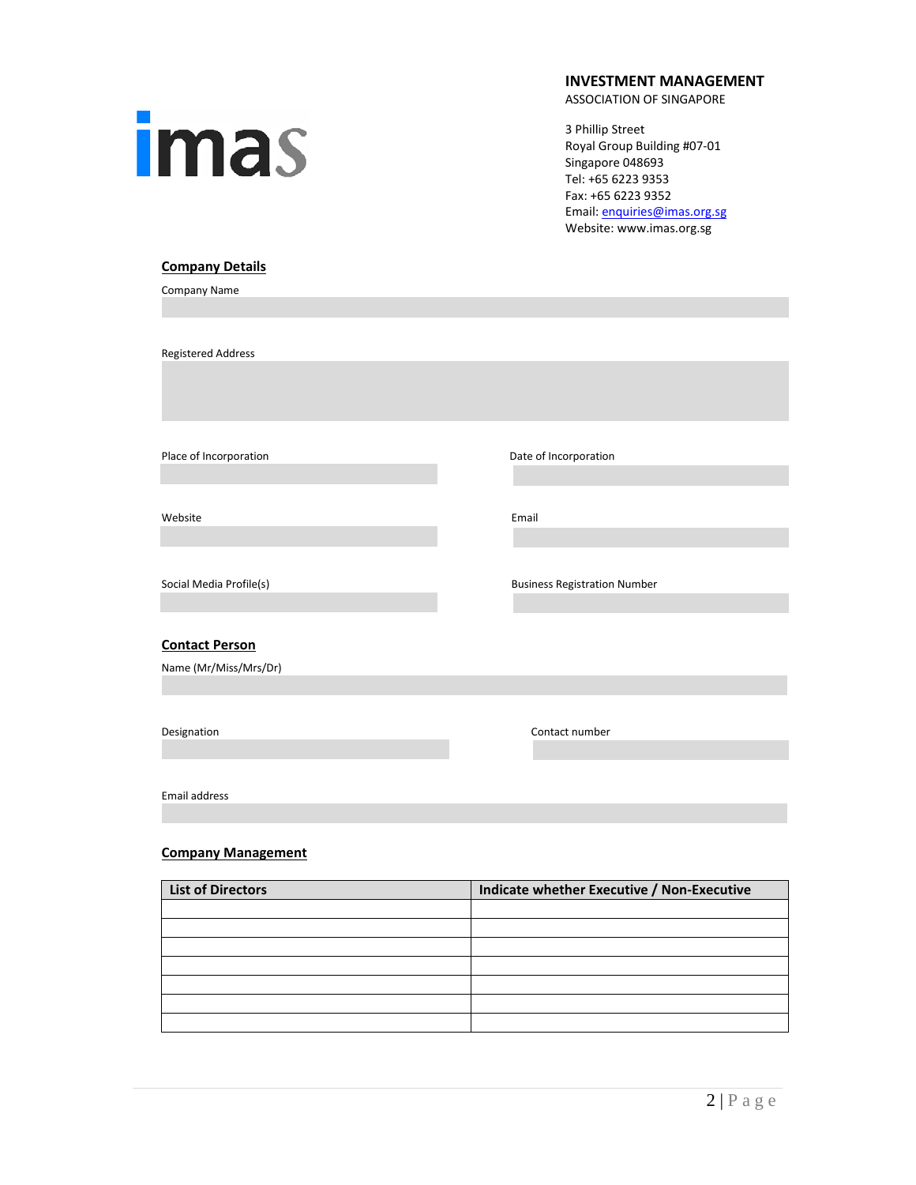**INVESTMENT MANAGEMENT**
ASSOCIATION OF SINGAPORE

3 Phillip Street
Royal Group Building #07-01
Singapore 048693
Tel: +65 6223 9353
Fax: +65 6223 9352
Email: enquiries@imas.org.sg
Website: www.imas.org.sg

## Company Details

Company Name

Registered Address

Place of Incorporation

Date of Incorporation

Website

Email

Social Media Profile(s)

Business Registration Number

## Contact Person

Name (Mr/Miss/Mrs/Dr)

Designation

Contact number

Email address

## Company Management

| List of Directors | Indicate whether Executive / Non-Executive |
|---|---|
| | |
| | |
| | |
| | |
| | |
| | |
| | |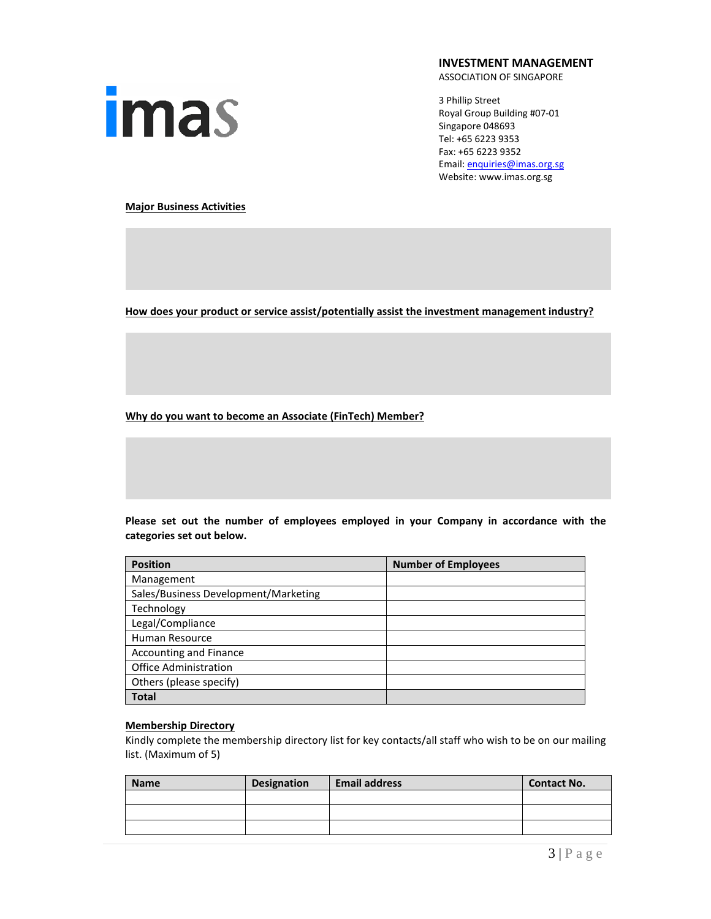**INVESTMENT MANAGEMENT**
ASSOCIATION OF SINGAPORE

3 Phillip Street
Royal Group Building #07-01
Singapore 048693
Tel: +65 6223 9353
Fax: +65 6223 9352
Email: enquiries@imas.org.sg
Website: www.imas.org.sg

**Major Business Activities**

**How does your product or service assist/potentially assist the investment management industry?**

**Why do you want to become an Associate (FinTech) Member?**

**Please set out the number of employees employed in your Company in accordance with the categories set out below.**

| Position | Number of Employees |
|---|---|
| Management | |
| Sales/Business Development/Marketing | |
| Technology | |
| Legal/Compliance | |
| Human Resource | |
| Accounting and Finance | |
| Office Administration | |
| Others (please specify) | |
| **Total** | |

**Membership Directory**

Kindly complete the membership directory list for key contacts/all staff who wish to be on our mailing list. (Maximum of 5)

| Name | Designation | Email address | Contact No. |
|---|---|---|---|
| | | | |
| | | | |
| | | | |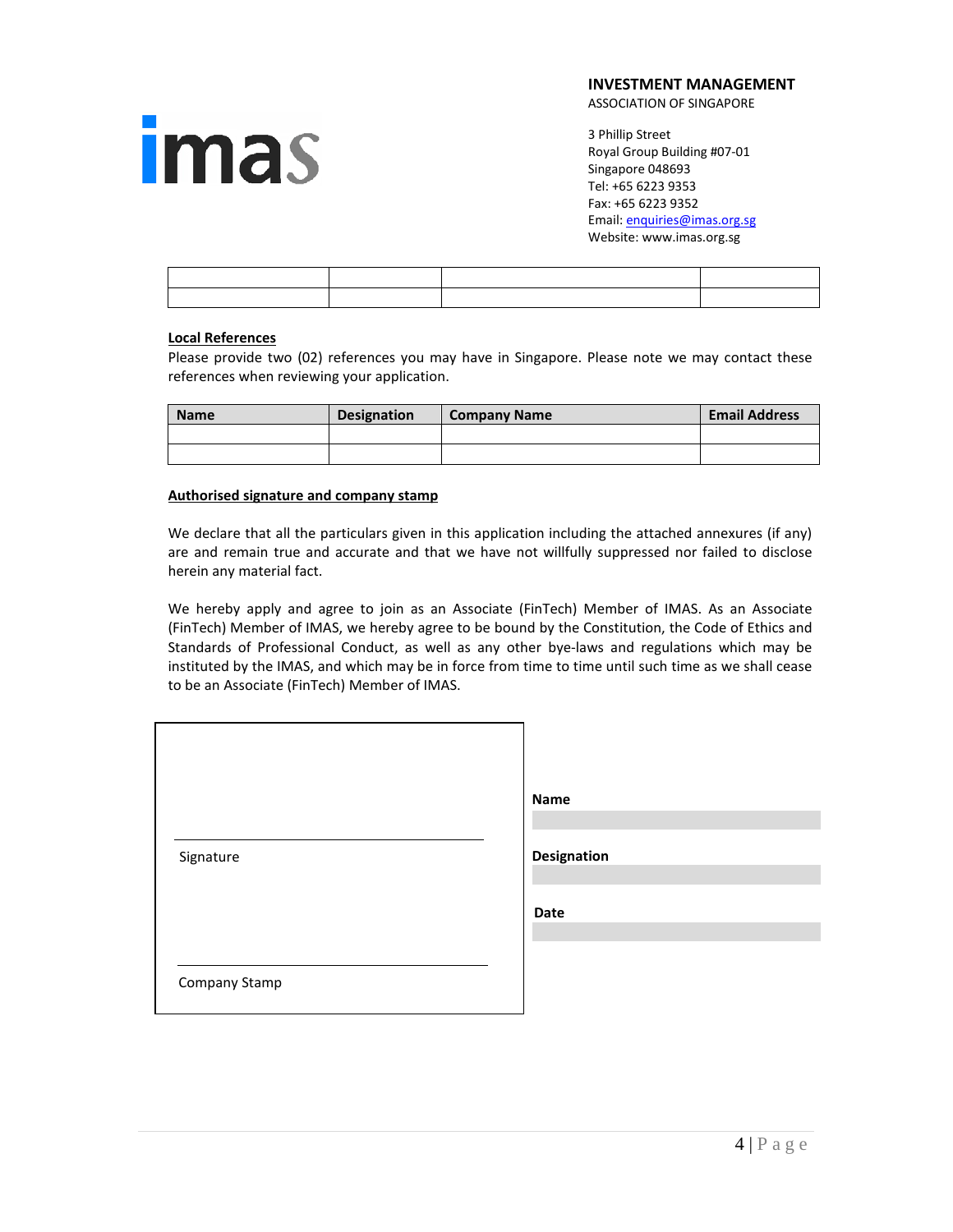imas

**INVESTMENT MANAGEMENT**
ASSOCIATION OF SINGAPORE

3 Phillip Street
Royal Group Building #07-01
Singapore 048693
Tel: +65 6223 9353
Fax: +65 6223 9352
Email: enquiries@imas.org.sg
Website: www.imas.org.sg

| | | | |
|---|---|---|---|
| | | | |
| | | | |

**Local References**

Please provide two (02) references you may have in Singapore. Please note we may contact these references when reviewing your application.

| Name | Designation | Company Name | Email Address |
|---|---|---|---|
| | | | |
| | | | |

**Authorised signature and company stamp**

We declare that all the particulars given in this application including the attached annexures (if any) are and remain true and accurate and that we have not willfully suppressed nor failed to disclose herein any material fact.

We hereby apply and agree to join as an Associate (FinTech) Member of IMAS. As an Associate (FinTech) Member of IMAS, we hereby agree to be bound by the Constitution, the Code of Ethics and Standards of Professional Conduct, as well as any other bye-laws and regulations which may be instituted by the IMAS, and which may be in force from time to time until such time as we shall cease to be an Associate (FinTech) Member of IMAS.

Signature

Company Stamp

**Name**

**Designation**

**Date**